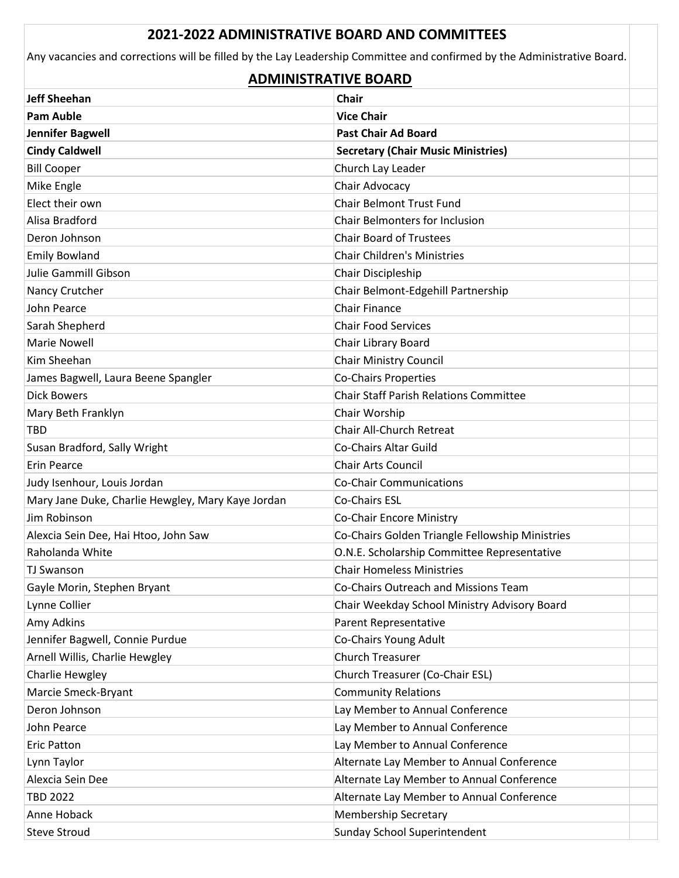## 2021-2022 ADMINISTRATIVE BOARD AND COMMITTEES

Any vacancies and corrections will be filled by the Lay Leadership Committee and confirmed by the Administrative Board.

### ADMINISTRATIVE BOARD

| | |
|---|---|
| **Jeff Sheehan** | **Chair** |
| **Pam Auble** | **Vice Chair** |
| **Jennifer Bagwell** | **Past Chair Ad Board** |
| **Cindy Caldwell** | **Secretary (Chair Music Ministries)** |
| Bill Cooper | Church Lay Leader |
| Mike Engle | Chair Advocacy |
| Elect their own | Chair Belmont Trust Fund |
| Alisa Bradford | Chair Belmonters for Inclusion |
| Deron Johnson | Chair Board of Trustees |
| Emily Bowland | Chair Children's Ministries |
| Julie Gammill Gibson | Chair Discipleship |
| Nancy Crutcher | Chair Belmont-Edgehill Partnership |
| John Pearce | Chair Finance |
| Sarah Shepherd | Chair Food Services |
| Marie Nowell | Chair Library Board |
| Kim Sheehan | Chair Ministry Council |
| James Bagwell, Laura Beene Spangler | Co-Chairs Properties |
| Dick Bowers | Chair Staff Parish Relations Committee |
| Mary Beth Franklyn | Chair Worship |
| TBD | Chair All-Church Retreat |
| Susan Bradford, Sally Wright | Co-Chairs Altar Guild |
| Erin Pearce | Chair Arts Council |
| Judy Isenhour, Louis Jordan | Co-Chair Communications |
| Mary Jane Duke, Charlie Hewgley, Mary Kaye Jordan | Co-Chairs ESL |
| Jim Robinson | Co-Chair Encore Ministry |
| Alexcia Sein Dee, Hai Htoo, John Saw | Co-Chairs Golden Triangle Fellowship Ministries |
| Raholanda White | O.N.E. Scholarship Committee Representative |
| TJ Swanson | Chair Homeless Ministries |
| Gayle Morin, Stephen Bryant | Co-Chairs Outreach and Missions Team |
| Lynne Collier | Chair Weekday School Ministry Advisory Board |
| Amy Adkins | Parent Representative |
| Jennifer Bagwell, Connie Purdue | Co-Chairs Young Adult |
| Arnell Willis, Charlie Hewgley | Church Treasurer |
| Charlie Hewgley | Church Treasurer (Co-Chair ESL) |
| Marcie Smeck-Bryant | Community Relations |
| Deron Johnson | Lay Member to Annual Conference |
| John Pearce | Lay Member to Annual Conference |
| Eric Patton | Lay Member to Annual Conference |
| Lynn Taylor | Alternate Lay Member to Annual Conference |
| Alexcia Sein Dee | Alternate Lay Member to Annual Conference |
| TBD 2022 | Alternate Lay Member to Annual Conference |
| Anne Hoback | Membership Secretary |
| Steve Stroud | Sunday School Superintendent |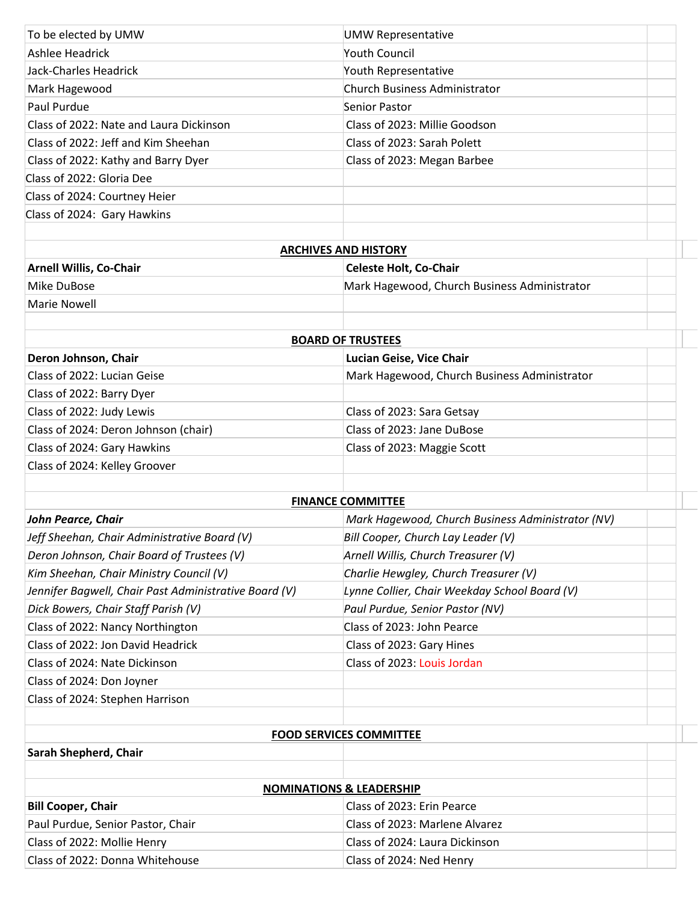| | | |
|---|---|---|
| To be elected by UMW | UMW Representative | |
| Ashlee Headrick | Youth Council | |
| Jack-Charles Headrick | Youth Representative | |
| Mark Hagewood | Church Business Administrator | |
| Paul Purdue | Senior Pastor | |
| Class of 2022: Nate and Laura Dickinson | Class of 2023: Millie Goodson | |
| Class of 2022: Jeff and Kim Sheehan | Class of 2023: Sarah Polett | |
| Class of 2022: Kathy and Barry Dyer | Class of 2023: Megan Barbee | |
| Class of 2022: Gloria Dee | | |
| Class of 2024: Courtney Heier | | |
| Class of 2024: Gary Hawkins | | |

**ARCHIVES AND HISTORY**

| | |
|---|---|
| **Arnell Willis, Co-Chair** | **Celeste Holt, Co-Chair** |
| Mike DuBose | Mark Hagewood, Church Business Administrator |
| Marie Nowell | |

**BOARD OF TRUSTEES**

| | |
|---|---|
| **Deron Johnson, Chair** | **Lucian Geise, Vice Chair** |
| Class of 2022: Lucian Geise | Mark Hagewood, Church Business Administrator |
| Class of 2022: Barry Dyer | |
| Class of 2022: Judy Lewis | Class of 2023: Sara Getsay |
| Class of 2024: Deron Johnson (chair) | Class of 2023: Jane DuBose |
| Class of 2024: Gary Hawkins | Class of 2023: Maggie Scott |
| Class of 2024: Kelley Groover | |

**FINANCE COMMITTEE**

| | |
|---|---|
| ***John Pearce, Chair*** | *Mark Hagewood, Church Business Administrator (NV)* |
| *Jeff Sheehan, Chair Administrative Board (V)* | *Bill Cooper, Church Lay Leader (V)* |
| *Deron Johnson, Chair Board of Trustees (V)* | *Arnell Willis, Church Treasurer (V)* |
| *Kim Sheehan, Chair Ministry Council (V)* | *Charlie Hewgley, Church Treasurer (V)* |
| *Jennifer Bagwell, Chair Past Administrative Board (V)* | *Lynne Collier, Chair Weekday School Board (V)* |
| *Dick Bowers, Chair Staff Parish (V)* | *Paul Purdue, Senior Pastor (NV)* |
| Class of 2022: Nancy Northington | Class of 2023: John Pearce |
| Class of 2022: Jon David Headrick | Class of 2023: Gary Hines |
| Class of 2024: Nate Dickinson | Class of 2023: Louis Jordan |
| Class of 2024: Don Joyner | |
| Class of 2024: Stephen Harrison | |

**FOOD SERVICES COMMITTEE**

| | |
|---|---|
| **Sarah Shepherd, Chair** | |

**NOMINATIONS & LEADERSHIP**

| | |
|---|---|
| **Bill Cooper, Chair** | Class of 2023: Erin Pearce |
| Paul Purdue, Senior Pastor, Chair | Class of 2023: Marlene Alvarez |
| Class of 2022: Mollie Henry | Class of 2024: Laura Dickinson |
| Class of 2022: Donna Whitehouse | Class of 2024: Ned Henry |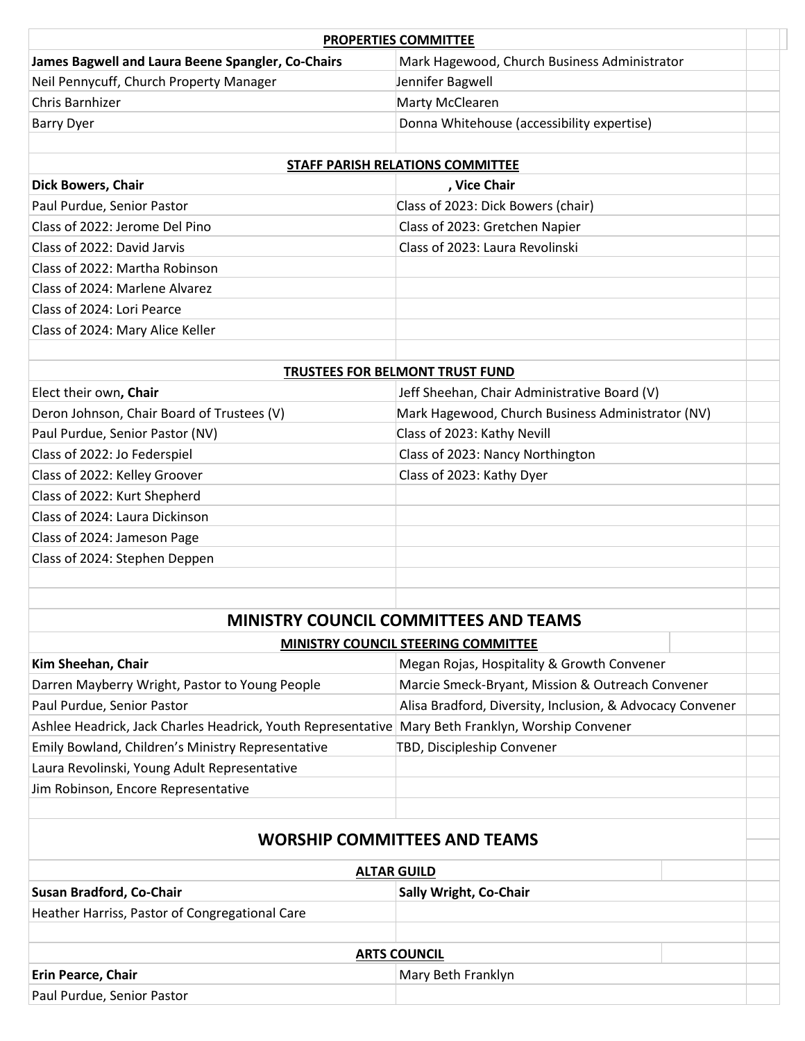### PROPERTIES COMMITTEE

| | |
|---|---|
| **James Bagwell and Laura Beene Spangler, Co-Chairs** | Mark Hagewood, Church Business Administrator |
| Neil Pennycuff, Church Property Manager | Jennifer Bagwell |
| Chris Barnhizer | Marty McClearen |
| Barry Dyer | Donna Whitehouse (accessibility expertise) |

### STAFF PARISH RELATIONS COMMITTEE

| | |
|---|---|
| **Dick Bowers, Chair** | **, Vice Chair** |
| Paul Purdue, Senior Pastor | Class of 2023: Dick Bowers (chair) |
| Class of 2022: Jerome Del Pino | Class of 2023: Gretchen Napier |
| Class of 2022: David Jarvis | Class of 2023: Laura Revolinski |
| Class of 2022: Martha Robinson | |
| Class of 2024: Marlene Alvarez | |
| Class of 2024: Lori Pearce | |
| Class of 2024: Mary Alice Keller | |

### TRUSTEES FOR BELMONT TRUST FUND

| | |
|---|---|
| Elect their own**, Chair** | Jeff Sheehan, Chair Administrative Board (V) |
| Deron Johnson, Chair Board of Trustees (V) | Mark Hagewood, Church Business Administrator (NV) |
| Paul Purdue, Senior Pastor (NV) | Class of 2023: Kathy Nevill |
| Class of 2022: Jo Federspiel | Class of 2023: Nancy Northington |
| Class of 2022: Kelley Groover | Class of 2023: Kathy Dyer |
| Class of 2022: Kurt Shepherd | |
| Class of 2024: Laura Dickinson | |
| Class of 2024: Jameson Page | |
| Class of 2024: Stephen Deppen | |

## MINISTRY COUNCIL COMMITTEES AND TEAMS

### MINISTRY COUNCIL STEERING COMMITTEE

| | |
|---|---|
| **Kim Sheehan, Chair** | Megan Rojas, Hospitality & Growth Convener |
| Darren Mayberry Wright, Pastor to Young People | Marcie Smeck-Bryant, Mission & Outreach Convener |
| Paul Purdue, Senior Pastor | Alisa Bradford, Diversity, Inclusion, & Advocacy Convener |
| Ashlee Headrick, Jack Charles Headrick, Youth Representative | Mary Beth Franklyn, Worship Convener |
| Emily Bowland, Children's Ministry Representative | TBD, Discipleship Convener |
| Laura Revolinski, Young Adult Representative | |
| Jim Robinson, Encore Representative | |

## WORSHIP COMMITTEES AND TEAMS

### ALTAR GUILD

| | |
|---|---|
| **Susan Bradford, Co-Chair** | **Sally Wright, Co-Chair** |
| Heather Harriss, Pastor of Congregational Care | |

### ARTS COUNCIL

| | |
|---|---|
| **Erin Pearce, Chair** | Mary Beth Franklyn |
| Paul Purdue, Senior Pastor | |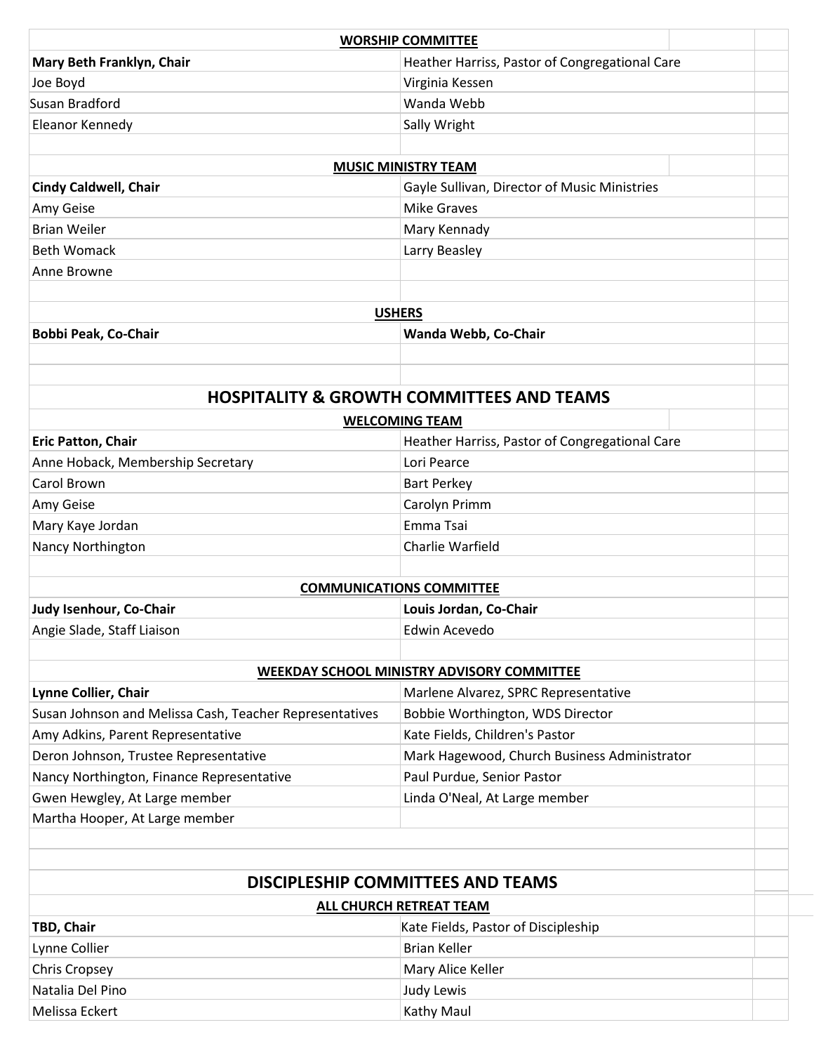### WORSHIP COMMITTEE

| | |
|---|---|
| **Mary Beth Franklyn, Chair** | Heather Harriss, Pastor of Congregational Care |
| Joe Boyd | Virginia Kessen |
| Susan Bradford | Wanda Webb |
| Eleanor Kennedy | Sally Wright |

### MUSIC MINISTRY TEAM

| | |
|---|---|
| **Cindy Caldwell, Chair** | Gayle Sullivan, Director of Music Ministries |
| Amy Geise | Mike Graves |
| Brian Weiler | Mary Kennady |
| Beth Womack | Larry Beasley |
| Anne Browne | |

### USHERS

| | |
|---|---|
| **Bobbi Peak, Co-Chair** | **Wanda Webb, Co-Chair** |

## HOSPITALITY & GROWTH COMMITTEES AND TEAMS

### WELCOMING TEAM

| | |
|---|---|
| **Eric Patton, Chair** | Heather Harriss, Pastor of Congregational Care |
| Anne Hoback, Membership Secretary | Lori Pearce |
| Carol Brown | Bart Perkey |
| Amy Geise | Carolyn Primm |
| Mary Kaye Jordan | Emma Tsai |
| Nancy Northington | Charlie Warfield |

### COMMUNICATIONS COMMITTEE

| | |
|---|---|
| **Judy Isenhour, Co-Chair** | **Louis Jordan, Co-Chair** |
| Angie Slade, Staff Liaison | Edwin Acevedo |

### WEEKDAY SCHOOL MINISTRY ADVISORY COMMITTEE

| | |
|---|---|
| **Lynne Collier, Chair** | Marlene Alvarez, SPRC Representative |
| Susan Johnson and Melissa Cash, Teacher Representatives | Bobbie Worthington, WDS Director |
| Amy Adkins, Parent Representative | Kate Fields, Children's Pastor |
| Deron Johnson, Trustee Representative | Mark Hagewood, Church Business Administrator |
| Nancy Northington, Finance Representative | Paul Purdue, Senior Pastor |
| Gwen Hewgley, At Large member | Linda O'Neal, At Large member |
| Martha Hooper, At Large member | |

## DISCIPLESHIP COMMITTEES AND TEAMS

### ALL CHURCH RETREAT TEAM

| | |
|---|---|
| **TBD, Chair** | Kate Fields, Pastor of Discipleship |
| Lynne Collier | Brian Keller |
| Chris Cropsey | Mary Alice Keller |
| Natalia Del Pino | Judy Lewis |
| Melissa Eckert | Kathy Maul |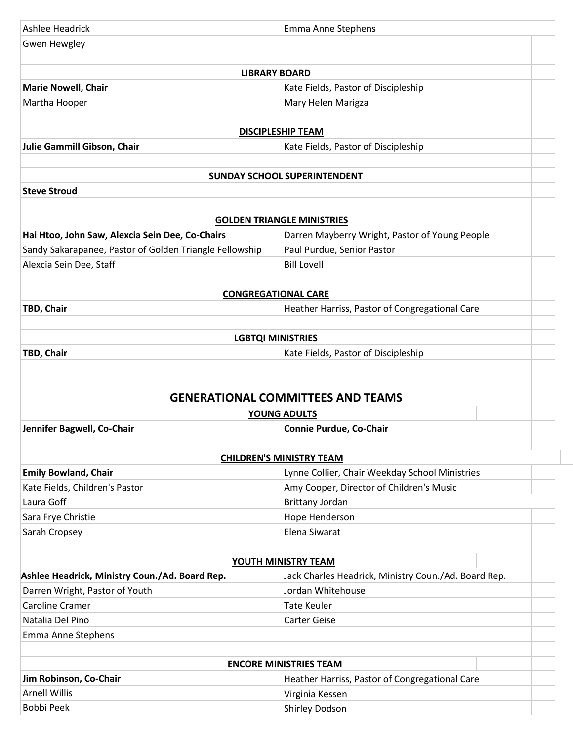| | |
|---|---|
| Ashlee Headrick | Emma Anne Stephens |
| Gwen Hewgley | |

### LIBRARY BOARD

| | |
|---|---|
| **Marie Nowell, Chair** | Kate Fields, Pastor of Discipleship |
| Martha Hooper | Mary Helen Marigza |

### DISCIPLESHIP TEAM

| | |
|---|---|
| **Julie Gammill Gibson, Chair** | Kate Fields, Pastor of Discipleship |

### SUNDAY SCHOOL SUPERINTENDENT

**Steve Stroud**

### GOLDEN TRIANGLE MINISTRIES

| | |
|---|---|
| **Hai Htoo, John Saw, Alexcia Sein Dee, Co-Chairs** | Darren Mayberry Wright, Pastor of Young People |
| Sandy Sakarapanee, Pastor of Golden Triangle Fellowship | Paul Purdue, Senior Pastor |
| Alexcia Sein Dee, Staff | Bill Lovell |

### CONGREGATIONAL CARE

| | |
|---|---|
| **TBD, Chair** | Heather Harriss, Pastor of Congregational Care |

### LGBTQI MINISTRIES

| | |
|---|---|
| **TBD, Chair** | Kate Fields, Pastor of Discipleship |

## GENERATIONAL COMMITTEES AND TEAMS

### YOUNG ADULTS

| | |
|---|---|
| **Jennifer Bagwell, Co-Chair** | **Connie Purdue, Co-Chair** |

### CHILDREN'S MINISTRY TEAM

| | |
|---|---|
| **Emily Bowland, Chair** | Lynne Collier, Chair Weekday School Ministries |
| Kate Fields, Children's Pastor | Amy Cooper, Director of Children's Music |
| Laura Goff | Brittany Jordan |
| Sara Frye Christie | Hope Henderson |
| Sarah Cropsey | Elena Siwarat |

### YOUTH MINISTRY TEAM

| | |
|---|---|
| **Ashlee Headrick, Ministry Coun./Ad. Board Rep.** | Jack Charles Headrick, Ministry Coun./Ad. Board Rep. |
| Darren Wright, Pastor of Youth | Jordan Whitehouse |
| Caroline Cramer | Tate Keuler |
| Natalia Del Pino | Carter Geise |
| Emma Anne Stephens | |

### ENCORE MINISTRIES TEAM

| | |
|---|---|
| **Jim Robinson, Co-Chair** | Heather Harriss, Pastor of Congregational Care |
| Arnell Willis | Virginia Kessen |
| Bobbi Peek | Shirley Dodson |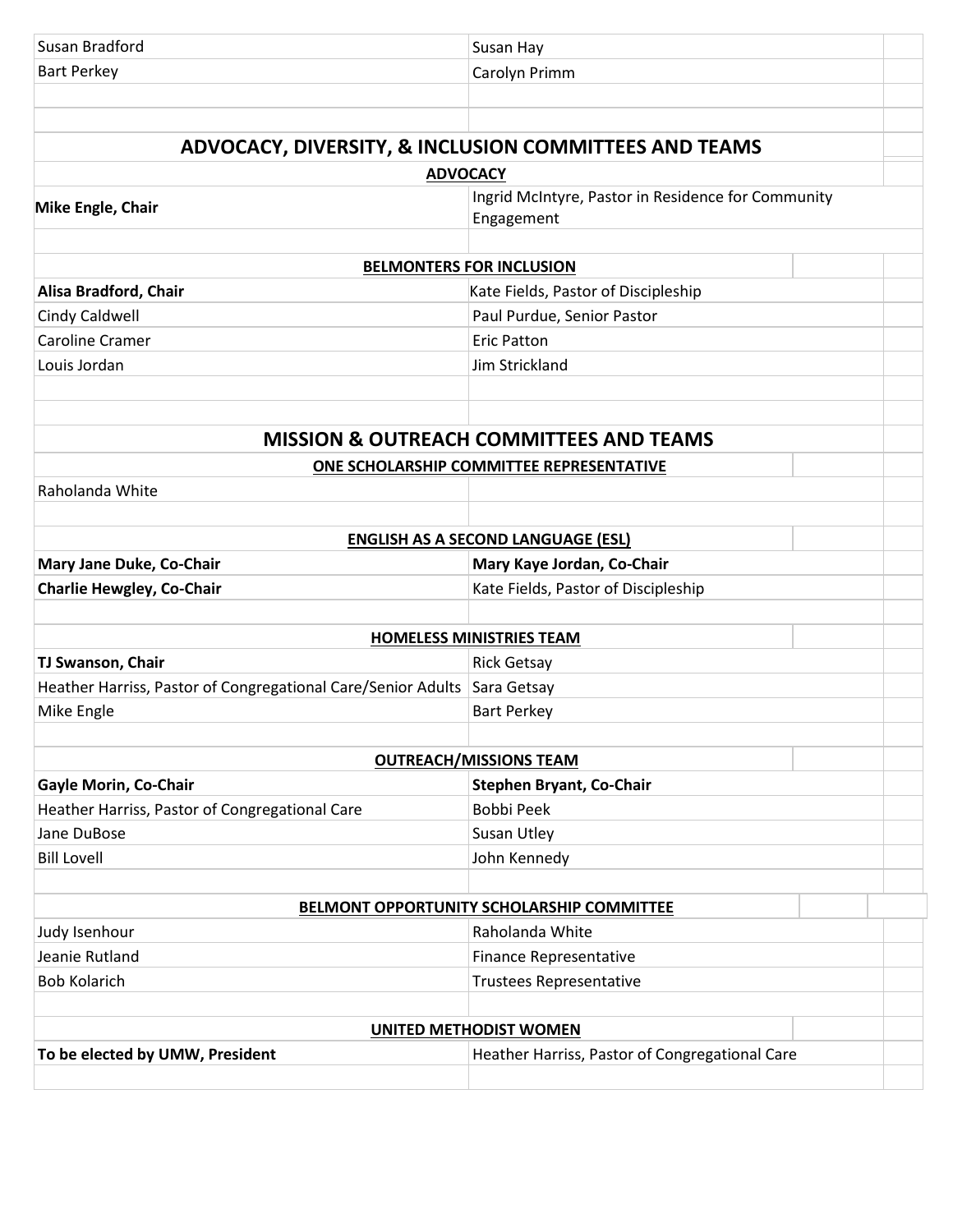| | |
|---|---|
| Susan Bradford | Susan Hay |
| Bart Perkey | Carolyn Primm |

## ADVOCACY, DIVERSITY, & INCLUSION COMMITTEES AND TEAMS

### ADVOCACY

| | |
|---|---|
| **Mike Engle, Chair** | Ingrid McIntyre, Pastor in Residence for Community Engagement |

### BELMONTERS FOR INCLUSION

| | |
|---|---|
| **Alisa Bradford, Chair** | Kate Fields, Pastor of Discipleship |
| Cindy Caldwell | Paul Purdue, Senior Pastor |
| Caroline Cramer | Eric Patton |
| Louis Jordan | Jim Strickland |

## MISSION & OUTREACH COMMITTEES AND TEAMS

### ONE SCHOLARSHIP COMMITTEE REPRESENTATIVE

| | |
|---|---|
| Raholanda White | |

### ENGLISH AS A SECOND LANGUAGE (ESL)

| | |
|---|---|
| **Mary Jane Duke, Co-Chair** | **Mary Kaye Jordan, Co-Chair** |
| **Charlie Hewgley, Co-Chair** | Kate Fields, Pastor of Discipleship |

### HOMELESS MINISTRIES TEAM

| | |
|---|---|
| **TJ Swanson, Chair** | Rick Getsay |
| Heather Harriss, Pastor of Congregational Care/Senior Adults | Sara Getsay |
| Mike Engle | Bart Perkey |

### OUTREACH/MISSIONS TEAM

| | |
|---|---|
| **Gayle Morin, Co-Chair** | **Stephen Bryant, Co-Chair** |
| Heather Harriss, Pastor of Congregational Care | Bobbi Peek |
| Jane DuBose | Susan Utley |
| Bill Lovell | John Kennedy |

### BELMONT OPPORTUNITY SCHOLARSHIP COMMITTEE

| | |
|---|---|
| Judy Isenhour | Raholanda White |
| Jeanie Rutland | Finance Representative |
| Bob Kolarich | Trustees Representative |

### UNITED METHODIST WOMEN

| | |
|---|---|
| **To be elected by UMW, President** | Heather Harriss, Pastor of Congregational Care |